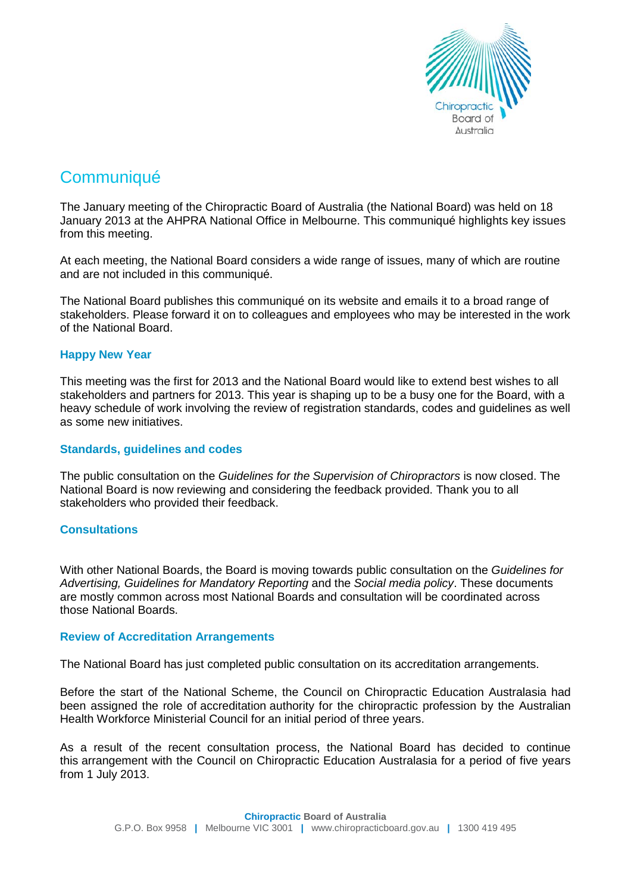# Communiqué

The January meeting of the Chiropractic Board of Australia (the National Board) was held on 18 January 2013 at the AHPRA National Office in Melbourne. This communiqué highlights key issues from this meeting.

At each meeting, the National Board considers a wide range of issues, many of which are routine and are not included in this communiqué.

The National Board publishes this communiqué on its website and emails it to a broad range of stakeholders. Please forward it on to colleagues and employees who may be interested in the work of the National Board.

## Happy New Year

This meeting was the first for 2013 and the National Board would like to extend best wishes to all stakeholders and partners for 2013. This year is shaping up to be a busy one for the Board, with a heavy schedule of work involving the review of registration standards, codes and guidelines as well as some new initiatives.

## Standards, guidelines and codes

The public consultation on the *Guidelines for the Supervision of Chiropractors* is now closed. The National Board is now reviewing and considering the feedback provided. Thank you to all stakeholders who provided their feedback.

## Consultations

With other National Boards, the Board is moving towards public consultation on the *Guidelines for Advertising, Guidelines for Mandatory Reporting* and the *Social media policy*. These documents are mostly common across most National Boards and consultation will be coordinated across those National Boards.

## Review of Accreditation Arrangements

The National Board has just completed public consultation on its accreditation arrangements.

Before the start of the National Scheme, the Council on Chiropractic Education Australasia had been assigned the role of accreditation authority for the chiropractic profession by the Australian Health Workforce Ministerial Council for an initial period of three years.

As a result of the recent consultation process, the National Board has decided to continue this arrangement with the Council on Chiropractic Education Australasia for a period of five years from 1 July 2013.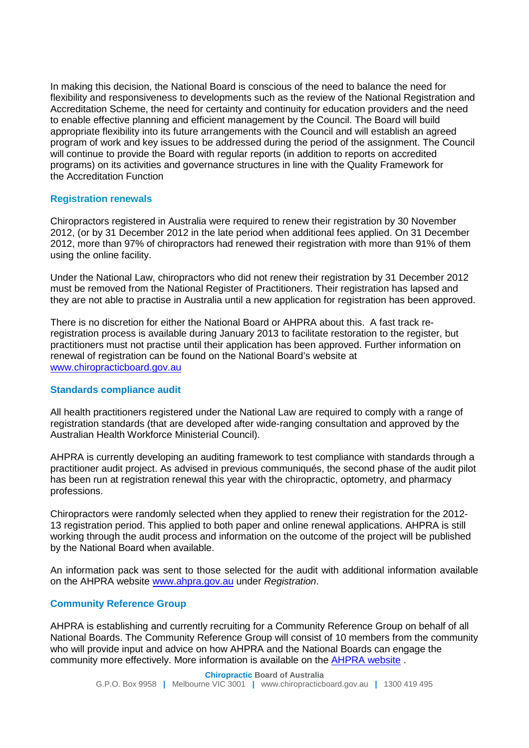In making this decision, the National Board is conscious of the need to balance the need for flexibility and responsiveness to developments such as the review of the National Registration and Accreditation Scheme, the need for certainty and continuity for education providers and the need to enable effective planning and efficient management by the Council. The Board will build appropriate flexibility into its future arrangements with the Council and will establish an agreed program of work and key issues to be addressed during the period of the assignment. The Council will continue to provide the Board with regular reports (in addition to reports on accredited programs) on its activities and governance structures in line with the Quality Framework for the Accreditation Function

## Registration renewals

Chiropractors registered in Australia were required to renew their registration by 30 November 2012, (or by 31 December 2012 in the late period when additional fees applied. On 31 December 2012, more than 97% of chiropractors had renewed their registration with more than 91% of them using the online facility.

Under the National Law, chiropractors who did not renew their registration by 31 December 2012 must be removed from the National Register of Practitioners. Their registration has lapsed and they are not able to practise in Australia until a new application for registration has been approved.

There is no discretion for either the National Board or AHPRA about this. A fast track re-registration process is available during January 2013 to facilitate restoration to the register, but practitioners must not practise until their application has been approved. Further information on renewal of registration can be found on the National Board's website at [www.chiropracticboard.gov.au](http://www.chiropracticboard.gov.au)

## Standards compliance audit

All health practitioners registered under the National Law are required to comply with a range of registration standards (that are developed after wide-ranging consultation and approved by the Australian Health Workforce Ministerial Council).

AHPRA is currently developing an auditing framework to test compliance with standards through a practitioner audit project. As advised in previous communiqués, the second phase of the audit pilot has been run at registration renewal this year with the chiropractic, optometry, and pharmacy professions.

Chiropractors were randomly selected when they applied to renew their registration for the 2012-13 registration period. This applied to both paper and online renewal applications. AHPRA is still working through the audit process and information on the outcome of the project will be published by the National Board when available.

An information pack was sent to those selected for the audit with additional information available on the AHPRA website [www.ahpra.gov.au](http://www.ahpra.gov.au) under *Registration*.

## Community Reference Group

AHPRA is establishing and currently recruiting for a Community Reference Group on behalf of all National Boards. The Community Reference Group will consist of 10 members from the community who will provide input and advice on how AHPRA and the National Boards can engage the community more effectively. More information is available on the [AHPRA website](http://www.ahpra.gov.au) .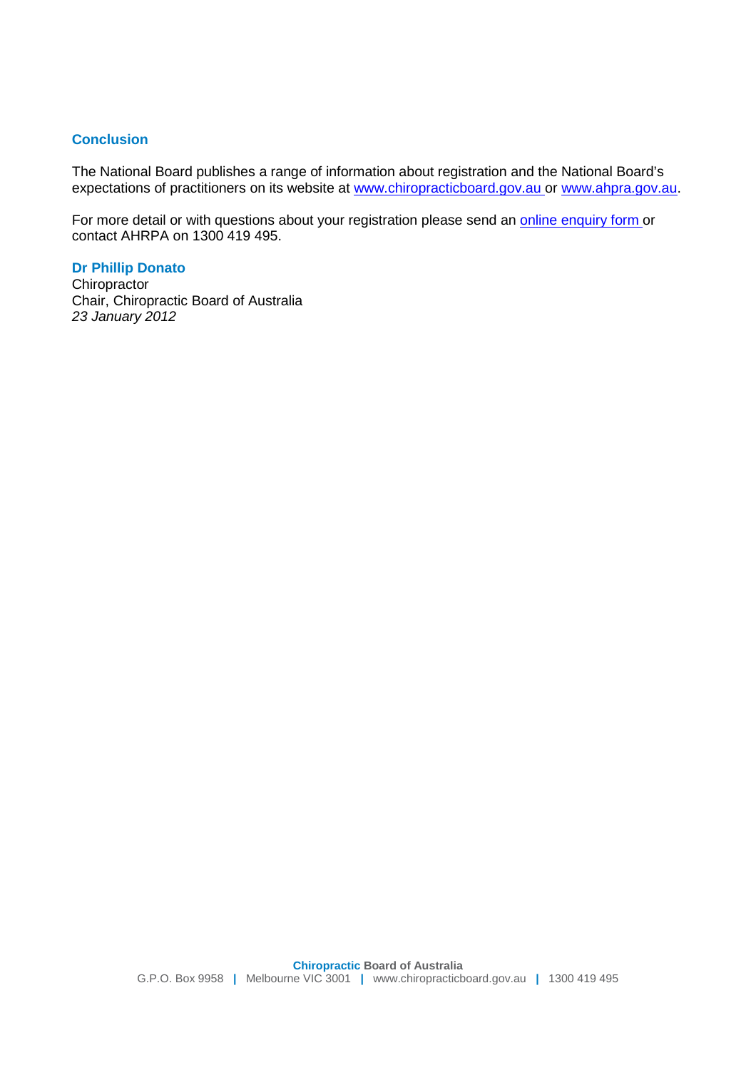## Conclusion

The National Board publishes a range of information about registration and the National Board's expectations of practitioners on its website at www.chiropracticboard.gov.au or www.ahpra.gov.au.

For more detail or with questions about your registration please send an online enquiry form or contact AHRPA on 1300 419 495.

**Dr Phillip Donato**
Chiropractor
Chair, Chiropractic Board of Australia
*23 January 2012*